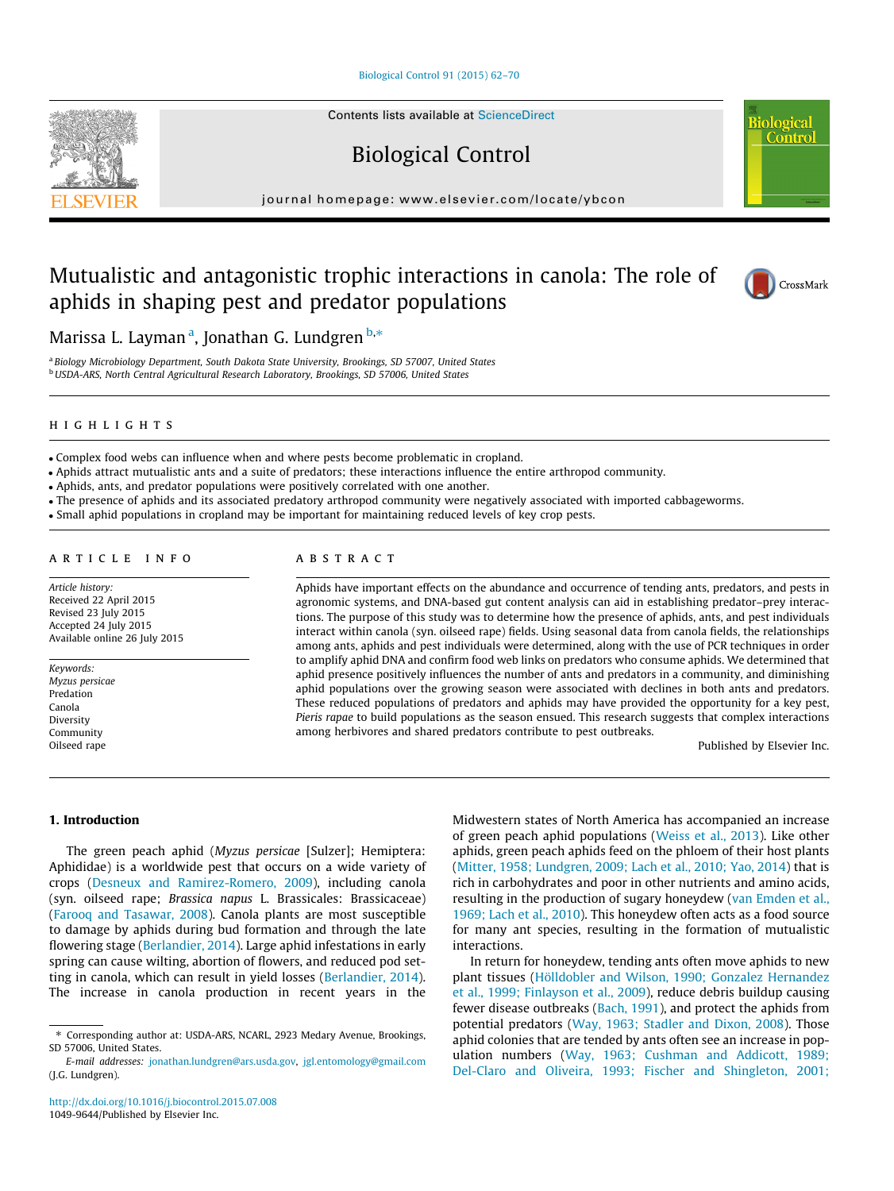# Mutualistic and antagonistic trophic interactions in canola: The role of aphids in shaping pest and predator populations

Marissa L. Layman [a], Jonathan G. Lundgren [b,*]

[a] Biology Microbiology Department, South Dakota State University, Brookings, SD 57007, United States
[b] USDA-ARS, North Central Agricultural Research Laboratory, Brookings, SD 57006, United States

## HIGHLIGHTS

- Complex food webs can influence when and where pests become problematic in cropland.
- Aphids attract mutualistic ants and a suite of predators; these interactions influence the entire arthropod community.
- Aphids, ants, and predator populations were positively correlated with one another.
- The presence of aphids and its associated predatory arthropod community were negatively associated with imported cabbageworms.
- Small aphid populations in cropland may be important for maintaining reduced levels of key crop pests.

## ARTICLE INFO

*Article history:*
Received 22 April 2015
Revised 23 July 2015
Accepted 24 July 2015
Available online 26 July 2015

*Keywords:*
*Myzus persicae*
Predation
Canola
Diversity
Community
Oilseed rape

## ABSTRACT

Aphids have important effects on the abundance and occurrence of tending ants, predators, and pests in agronomic systems, and DNA-based gut content analysis can aid in establishing predator–prey interactions. The purpose of this study was to determine how the presence of aphids, ants, and pest individuals interact within canola (syn. oilseed rape) fields. Using seasonal data from canola fields, the relationships among ants, aphids and pest individuals were determined, along with the use of PCR techniques in order to amplify aphid DNA and confirm food web links on predators who consume aphids. We determined that aphid presence positively influences the number of ants and predators in a community, and diminishing aphid populations over the growing season were associated with declines in both ants and predators. These reduced populations of predators and aphids may have provided the opportunity for a key pest, *Pieris rapae* to build populations as the season ensued. This research suggests that complex interactions among herbivores and shared predators contribute to pest outbreaks.

Published by Elsevier Inc.

## 1. Introduction

The green peach aphid (*Myzus persicae* [Sulzer]; Hemiptera: Aphididae) is a worldwide pest that occurs on a wide variety of crops (Desneux and Ramirez-Romero, 2009), including canola (syn. oilseed rape; *Brassica napus* L. Brassicales: Brassicaceae) (Farooq and Tasawar, 2008). Canola plants are most susceptible to damage by aphids during bud formation and through the late flowering stage (Berlandier, 2014). Large aphid infestations in early spring can cause wilting, abortion of flowers, and reduced pod setting in canola, which can result in yield losses (Berlandier, 2014). The increase in canola production in recent years in the Midwestern states of North America has accompanied an increase of green peach aphid populations (Weiss et al., 2013). Like other aphids, green peach aphids feed on the phloem of their host plants (Mitter, 1958; Lundgren, 2009; Lach et al., 2010; Yao, 2014) that is rich in carbohydrates and poor in other nutrients and amino acids, resulting in the production of sugary honeydew (van Emden et al., 1969; Lach et al., 2010). This honeydew often acts as a food source for many ant species, resulting in the formation of mutualistic interactions.

In return for honeydew, tending ants often move aphids to new plant tissues (Hölldobler and Wilson, 1990; Gonzalez Hernandez et al., 1999; Finlayson et al., 2009), reduce debris buildup causing fewer disease outbreaks (Bach, 1991), and protect the aphids from potential predators (Way, 1963; Stadler and Dixon, 2008). Those aphid colonies that are tended by ants often see an increase in population numbers (Way, 1963; Cushman and Addicott, 1989; Del-Claro and Oliveira, 1993; Fischer and Shingleton, 2001;

\* Corresponding author at: USDA-ARS, NCARL, 2923 Medary Avenue, Brookings, SD 57006, United States.
E-mail addresses: jonathan.lundgren@ars.usda.gov, jgl.entomology@gmail.com (J.G. Lundgren).

http://dx.doi.org/10.1016/j.biocontrol.2015.07.008
1049-9644/Published by Elsevier Inc.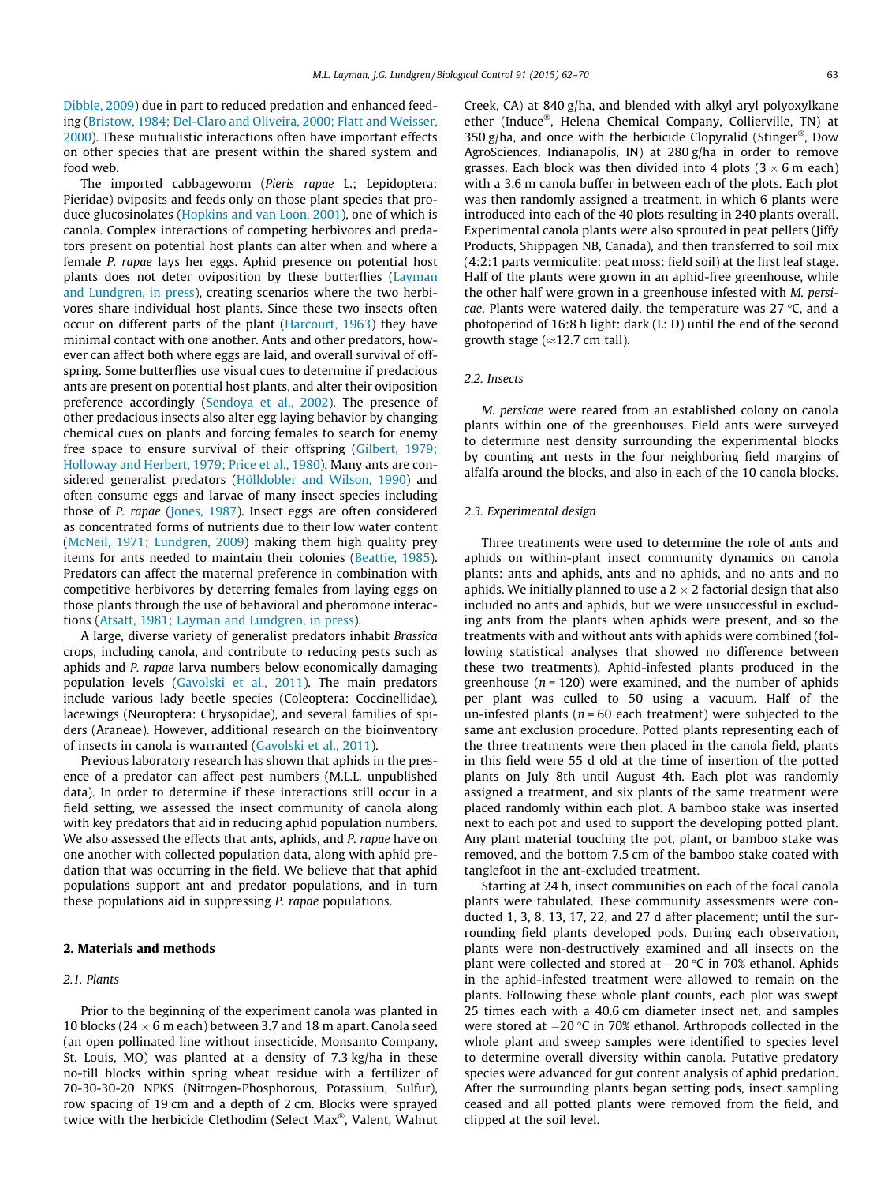Dibble, 2009) due in part to reduced predation and enhanced feeding (Bristow, 1984; Del-Claro and Oliveira, 2000; Flatt and Weisser, 2000). These mutualistic interactions often have important effects on other species that are present within the shared system and food web.

The imported cabbageworm (*Pieris rapae* L.; Lepidoptera: Pieridae) oviposits and feeds only on those plant species that produce glucosinolates (Hopkins and van Loon, 2001), one of which is canola. Complex interactions of competing herbivores and predators present on potential host plants can alter when and where a female *P. rapae* lays her eggs. Aphid presence on potential host plants does not deter oviposition by these butterflies (Layman and Lundgren, in press), creating scenarios where the two herbivores share individual host plants. Since these two insects often occur on different parts of the plant (Harcourt, 1963) they have minimal contact with one another. Ants and other predators, however can affect both where eggs are laid, and overall survival of offspring. Some butterflies use visual cues to determine if predacious ants are present on potential host plants, and alter their oviposition preference accordingly (Sendoya et al., 2002). The presence of other predacious insects also alter egg laying behavior by changing chemical cues on plants and forcing females to search for enemy free space to ensure survival of their offspring (Gilbert, 1979; Holloway and Herbert, 1979; Price et al., 1980). Many ants are considered generalist predators (Hölldobler and Wilson, 1990) and often consume eggs and larvae of many insect species including those of *P. rapae* (Jones, 1987). Insect eggs are often considered as concentrated forms of nutrients due to their low water content (McNeil, 1971; Lundgren, 2009) making them high quality prey items for ants needed to maintain their colonies (Beattie, 1985). Predators can affect the maternal preference in combination with competitive herbivores by deterring females from laying eggs on those plants through the use of behavioral and pheromone interactions (Atsatt, 1981; Layman and Lundgren, in press).

A large, diverse variety of generalist predators inhabit *Brassica* crops, including canola, and contribute to reducing pests such as aphids and *P. rapae* larva numbers below economically damaging population levels (Gavolski et al., 2011). The main predators include various lady beetle species (Coleoptera: Coccinellidae), lacewings (Neuroptera: Chrysopidae), and several families of spiders (Araneae). However, additional research on the bioinventory of insects in canola is warranted (Gavolski et al., 2011).

Previous laboratory research has shown that aphids in the presence of a predator can affect pest numbers (M.L.L. unpublished data). In order to determine if these interactions still occur in a field setting, we assessed the insect community of canola along with key predators that aid in reducing aphid population numbers. We also assessed the effects that ants, aphids, and *P. rapae* have on one another with collected population data, along with aphid predation that was occurring in the field. We believe that that aphid populations support ant and predator populations, and in turn these populations aid in suppressing *P. rapae* populations.

## 2. Materials and methods

### 2.1. Plants

Prior to the beginning of the experiment canola was planted in 10 blocks (24 × 6 m each) between 3.7 and 18 m apart. Canola seed (an open pollinated line without insecticide, Monsanto Company, St. Louis, MO) was planted at a density of 7.3 kg/ha in these no-till blocks within spring wheat residue with a fertilizer of 70-30-30-20 NPKS (Nitrogen-Phosphorous, Potassium, Sulfur), row spacing of 19 cm and a depth of 2 cm. Blocks were sprayed twice with the herbicide Clethodim (Select Max®, Valent, Walnut Creek, CA) at 840 g/ha, and blended with alkyl aryl polyoxylkane ether (Induce®, Helena Chemical Company, Collierville, TN) at 350 g/ha, and once with the herbicide Clopyralid (Stinger®, Dow AgroSciences, Indianapolis, IN) at 280 g/ha in order to remove grasses. Each block was then divided into 4 plots (3 × 6 m each) with a 3.6 m canola buffer in between each of the plots. Each plot was then randomly assigned a treatment, in which 6 plants were introduced into each of the 40 plots resulting in 240 plants overall. Experimental canola plants were also sprouted in peat pellets (Jiffy Products, Shippagen NB, Canada), and then transferred to soil mix (4:2:1 parts vermiculite: peat moss: field soil) at the first leaf stage. Half of the plants were grown in an aphid-free greenhouse, while the other half were grown in a greenhouse infested with *M. persicae*. Plants were watered daily, the temperature was 27 °C, and a photoperiod of 16:8 h light: dark (L: D) until the end of the second growth stage (≈12.7 cm tall).

### 2.2. Insects

*M. persicae* were reared from an established colony on canola plants within one of the greenhouses. Field ants were surveyed to determine nest density surrounding the experimental blocks by counting ant nests in the four neighboring field margins of alfalfa around the blocks, and also in each of the 10 canola blocks.

### 2.3. Experimental design

Three treatments were used to determine the role of ants and aphids on within-plant insect community dynamics on canola plants: ants and aphids, ants and no aphids, and no ants and no aphids. We initially planned to use a 2 × 2 factorial design that also included no ants and aphids, but we were unsuccessful in excluding ants from the plants when aphids were present, and so the treatments with and without ants with aphids were combined (following statistical analyses that showed no difference between these two treatments). Aphid-infested plants produced in the greenhouse ($n = 120$) were examined, and the number of aphids per plant was culled to 50 using a vacuum. Half of the un-infested plants ($n = 60$ each treatment) were subjected to the same ant exclusion procedure. Potted plants representing each of the three treatments were then placed in the canola field, plants in this field were 55 d old at the time of insertion of the potted plants on July 8th until August 4th. Each plot was randomly assigned a treatment, and six plants of the same treatment were placed randomly within each plot. A bamboo stake was inserted next to each pot and used to support the developing potted plant. Any plant material touching the pot, plant, or bamboo stake was removed, and the bottom 7.5 cm of the bamboo stake coated with tanglefoot in the ant-excluded treatment.

Starting at 24 h, insect communities on each of the focal canola plants were tabulated. These community assessments were conducted 1, 3, 8, 13, 17, 22, and 27 d after placement; until the surrounding field plants developed pods. During each observation, plants were non-destructively examined and all insects on the plant were collected and stored at −20 °C in 70% ethanol. Aphids in the aphid-infested treatment were allowed to remain on the plants. Following these whole plant counts, each plot was swept 25 times each with a 40.6 cm diameter insect net, and samples were stored at −20 °C in 70% ethanol. Arthropods collected in the whole plant and sweep samples were identified to species level to determine overall diversity within canola. Putative predatory species were advanced for gut content analysis of aphid predation. After the surrounding plants began setting pods, insect sampling ceased and all potted plants were removed from the field, and clipped at the soil level.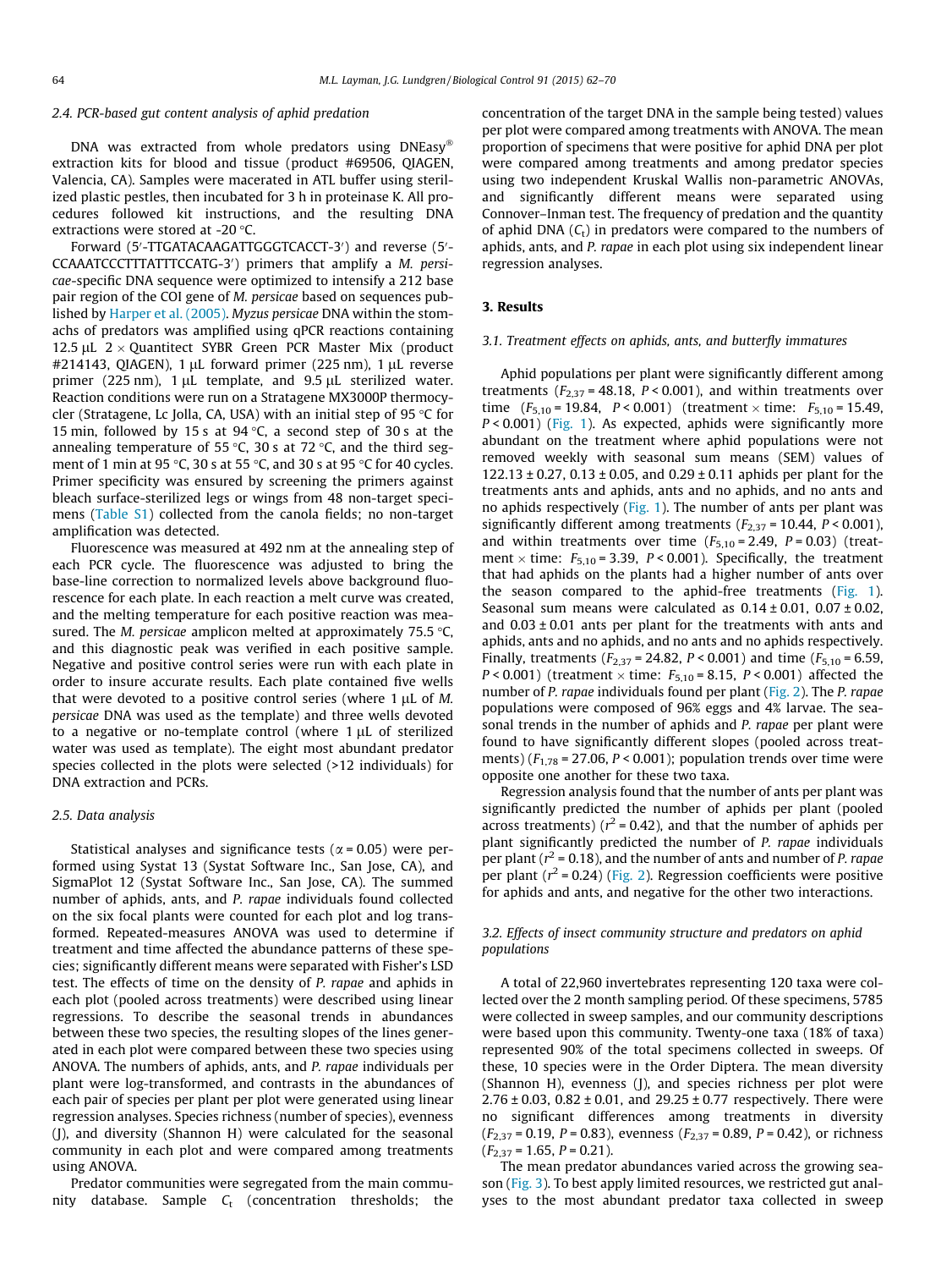### 2.4. PCR-based gut content analysis of aphid predation

DNA was extracted from whole predators using DNEasy® extraction kits for blood and tissue (product #69506, QIAGEN, Valencia, CA). Samples were macerated in ATL buffer using sterilized plastic pestles, then incubated for 3 h in proteinase K. All procedures followed kit instructions, and the resulting DNA extractions were stored at -20 °C.

Forward (5′-TTGATACAAGATTGGGTCACCT-3′) and reverse (5′-CCAAATCCCTTTATTTCCATG-3′) primers that amplify a *M. persicae*-specific DNA sequence were optimized to intensify a 212 base pair region of the COI gene of *M. persicae* based on sequences published by Harper et al. (2005). *Myzus persicae* DNA within the stomachs of predators was amplified using qPCR reactions containing 12.5 μL 2 × Quantitect SYBR Green PCR Master Mix (product #214143, QIAGEN), 1 μL forward primer (225 nm), 1 μL reverse primer (225 nm), 1 μL template, and 9.5 μL sterilized water. Reaction conditions were run on a Stratagene MX3000P thermocycler (Stratagene, Lc Jolla, CA, USA) with an initial step of 95 °C for 15 min, followed by 15 s at 94 °C, a second step of 30 s at the annealing temperature of 55 °C, 30 s at 72 °C, and the third segment of 1 min at 95 °C, 30 s at 55 °C, and 30 s at 95 °C for 40 cycles. Primer specificity was ensured by screening the primers against bleach surface-sterilized legs or wings from 48 non-target specimens (Table S1) collected from the canola fields; no non-target amplification was detected.

Fluorescence was measured at 492 nm at the annealing step of each PCR cycle. The fluorescence was adjusted to bring the base-line correction to normalized levels above background fluorescence for each plate. In each reaction a melt curve was created, and the melting temperature for each positive reaction was measured. The *M. persicae* amplicon melted at approximately 75.5 °C, and this diagnostic peak was verified in each positive sample. Negative and positive control series were run with each plate in order to insure accurate results. Each plate contained five wells that were devoted to a positive control series (where 1 μL of *M. persicae* DNA was used as the template) and three wells devoted to a negative or no-template control (where 1 μL of sterilized water was used as template). The eight most abundant predator species collected in the plots were selected (>12 individuals) for DNA extraction and PCRs.

### 2.5. Data analysis

Statistical analyses and significance tests ($\alpha = 0.05$) were performed using Systat 13 (Systat Software Inc., San Jose, CA), and SigmaPlot 12 (Systat Software Inc., San Jose, CA). The summed number of aphids, ants, and *P. rapae* individuals found collected on the six focal plants were counted for each plot and log transformed. Repeated-measures ANOVA was used to determine if treatment and time affected the abundance patterns of these species; significantly different means were separated with Fisher's LSD test. The effects of time on the density of *P. rapae* and aphids in each plot (pooled across treatments) were described using linear regressions. To describe the seasonal trends in abundances between these two species, the resulting slopes of the lines generated in each plot were compared between these two species using ANOVA. The numbers of aphids, ants, and *P. rapae* individuals per plant were log-transformed, and contrasts in the abundances of each pair of species per plant per plot were generated using linear regression analyses. Species richness (number of species), evenness (J), and diversity (Shannon H) were calculated for the seasonal community in each plot and were compared among treatments using ANOVA.

Predator communities were segregated from the main community database. Sample $C_t$ (concentration thresholds; the concentration of the target DNA in the sample being tested) values per plot were compared among treatments with ANOVA. The mean proportion of specimens that were positive for aphid DNA per plot were compared among treatments and among predator species using two independent Kruskal Wallis non-parametric ANOVAs, and significantly different means were separated using Connover–Inman test. The frequency of predation and the quantity of aphid DNA ($C_t$) in predators were compared to the numbers of aphids, ants, and *P. rapae* in each plot using six independent linear regression analyses.

## 3. Results

### 3.1. Treatment effects on aphids, ants, and butterfly immatures

Aphid populations per plant were significantly different among treatments ($F_{2,37} = 48.18$, $P < 0.001$), and within treatments over time ($F_{5,10} = 19.84$, $P < 0.001$) (treatment × time: $F_{5,10} = 15.49$, $P < 0.001$) (Fig. 1). As expected, aphids were significantly more abundant on the treatment where aphid populations were not removed weekly with seasonal sum means (SEM) values of 122.13 ± 0.27, 0.13 ± 0.05, and 0.29 ± 0.11 aphids per plant for the treatments ants and aphids, ants and no aphids, and no ants and no aphids respectively (Fig. 1). The number of ants per plant was significantly different among treatments ($F_{2,37} = 10.44$, $P < 0.001$), and within treatments over time ($F_{5,10} = 2.49$, $P = 0.03$) (treatment × time: $F_{5,10} = 3.39$, $P < 0.001$). Specifically, the treatment that had aphids on the plants had a higher number of ants over the season compared to the aphid-free treatments (Fig. 1). Seasonal sum means were calculated as 0.14 ± 0.01, 0.07 ± 0.02, and 0.03 ± 0.01 ants per plant for the treatments with ants and aphids, ants and no aphids, and no ants and no aphids respectively. Finally, treatments ($F_{2,37} = 24.82$, $P < 0.001$) and time ($F_{5,10} = 6.59$, $P < 0.001$) (treatment × time: $F_{5,10} = 8.15$, $P < 0.001$) affected the number of *P. rapae* individuals found per plant (Fig. 2). The *P. rapae* populations were composed of 96% eggs and 4% larvae. The seasonal trends in the number of aphids and *P. rapae* per plant were found to have significantly different slopes (pooled across treatments) ($F_{1,78} = 27.06$, $P < 0.001$); population trends over time were opposite one another for these two taxa.

Regression analysis found that the number of ants per plant was significantly predicted the number of aphids per plant (pooled across treatments) ($r^2 = 0.42$), and that the number of aphids per plant significantly predicted the number of *P. rapae* individuals per plant ($r^2 = 0.18$), and the number of ants and number of *P. rapae* per plant ($r^2 = 0.24$) (Fig. 2). Regression coefficients were positive for aphids and ants, and negative for the other two interactions.

### 3.2. Effects of insect community structure and predators on aphid populations

A total of 22,960 invertebrates representing 120 taxa were collected over the 2 month sampling period. Of these specimens, 5785 were collected in sweep samples, and our community descriptions were based upon this community. Twenty-one taxa (18% of taxa) represented 90% of the total specimens collected in sweeps. Of these, 10 species were in the Order Diptera. The mean diversity (Shannon H), evenness (J), and species richness per plot were 2.76 ± 0.03, 0.82 ± 0.01, and 29.25 ± 0.77 respectively. There were no significant differences among treatments in diversity ($F_{2,37} = 0.19$, $P = 0.83$), evenness ($F_{2,37} = 0.89$, $P = 0.42$), or richness ($F_{2,37} = 1.65$, $P = 0.21$).

The mean predator abundances varied across the growing season (Fig. 3). To best apply limited resources, we restricted gut analyses to the most abundant predator taxa collected in sweep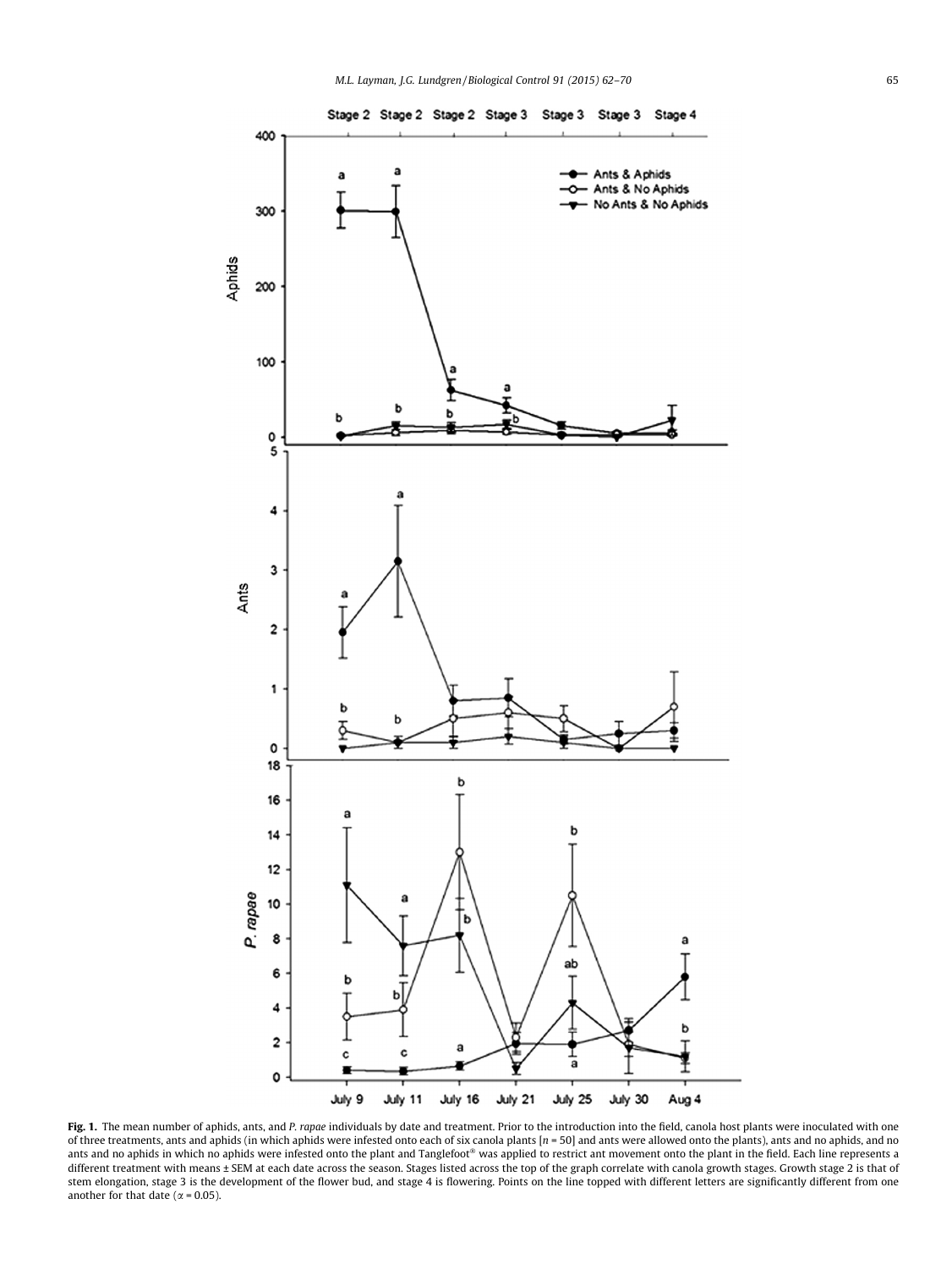Stage 2 Stage 2 Stage 2 Stage 3 Stage 3 Stage 3 Stage 4

Aphids

400
300
200
100
0

Ants & Aphids
Ants & No Aphids
No Ants & No Aphids

a a a a
b b b b

Ants

5
4
3
2
1
0

a a
b b

*P. rapae*

18
16
14
12
10
8
6
4
2
0

a b a b a ab b
b b a
c c a a

July 9 July 11 July 16 July 21 July 25 July 30 Aug 4

**Fig. 1.** The mean number of aphids, ants, and *P. rapae* individuals by date and treatment. Prior to the introduction into the field, canola host plants were inoculated with one of three treatments, ants and aphids (in which aphids were infested onto each of six canola plants [$n = 50$] and ants were allowed onto the plants), ants and no aphids, and no ants and no aphids in which no aphids were infested onto the plant and Tanglefoot® was applied to restrict ant movement onto the plant in the field. Each line represents a different treatment with means ± SEM at each date across the season. Stages listed across the top of the graph correlate with canola growth stages. Growth stage 2 is that of stem elongation, stage 3 is the development of the flower bud, and stage 4 is flowering. Points on the line topped with different letters are significantly different from one another for that date ($\alpha = 0.05$).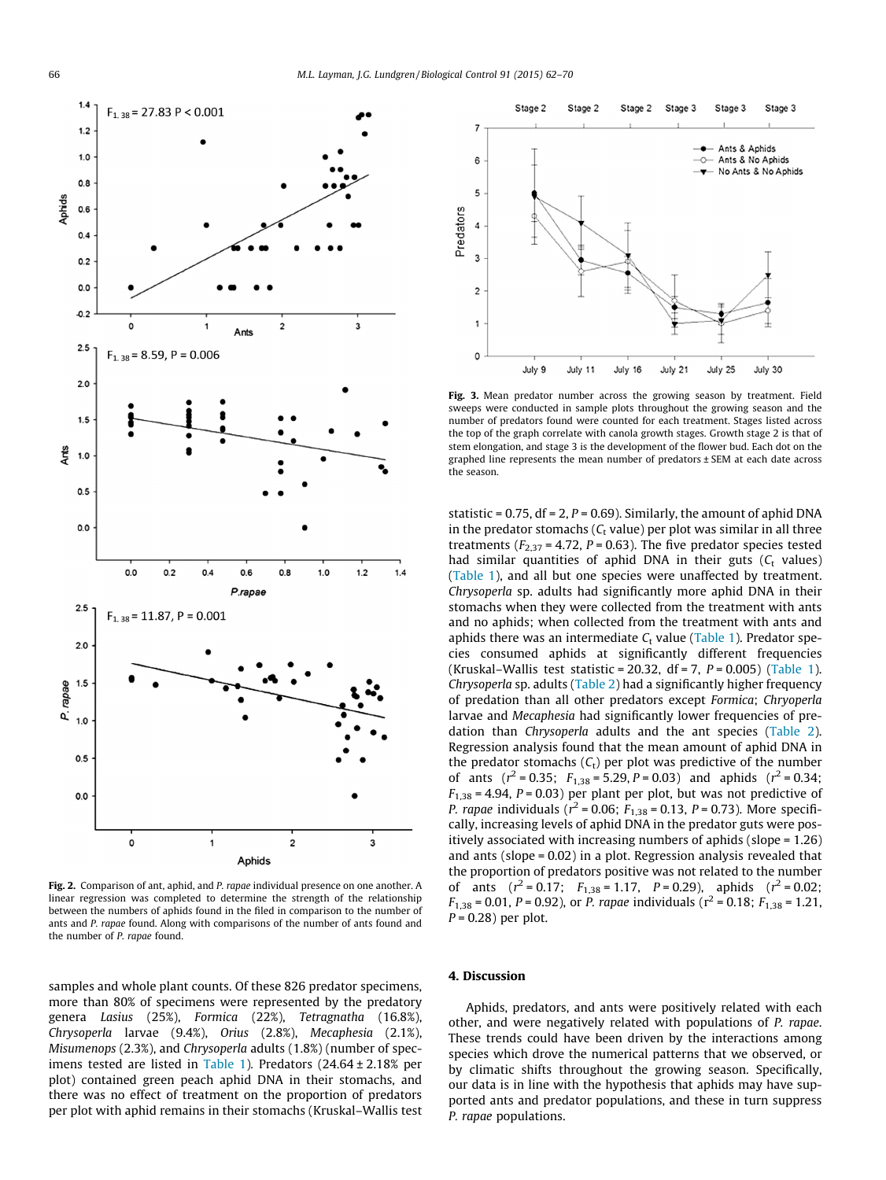$F_{1,38}$ = 27.83 P < 0.001

Aphids

Ants

$F_{1,38}$ = 8.59, P = 0.006

Ants

P.rapae

$F_{1,38}$ = 11.87, P = 0.001

P. rapae

Aphids

Fig. 2. Comparison of ant, aphid, and *P. rapae* individual presence on one another. A linear regression was completed to determine the strength of the relationship between the numbers of aphids found in the filed in comparison to the number of ants and *P. rapae* found. Along with comparisons of the number of ants found and the number of *P. rapae* found.

samples and whole plant counts. Of these 826 predator specimens, more than 80% of specimens were represented by the predatory genera *Lasius* (25%), *Formica* (22%), *Tetragnatha* (16.8%), *Chrysoperla* larvae (9.4%), *Orius* (2.8%), *Mecaphesia* (2.1%), *Misumenops* (2.3%), and *Chrysoperla* adults (1.8%) (number of specimens tested are listed in Table 1). Predators (24.64 ± 2.18% per plot) contained green peach aphid DNA in their stomachs, and there was no effect of treatment on the proportion of predators per plot with aphid remains in their stomachs (Kruskal–Wallis test statistic = 0.75, df = 2, $P$ = 0.69). Similarly, the amount of aphid DNA in the predator stomachs ($C_t$ value) per plot was similar in all three treatments ($F_{2,37}$ = 4.72, $P$ = 0.63). The five predator species tested had similar quantities of aphid DNA in their guts ($C_t$ values) (Table 1), and all but one species were unaffected by treatment. *Chrysoperla* sp. adults had significantly more aphid DNA in their stomachs when they were collected from the treatment with ants and no aphids; when collected from the treatment with ants and aphids there was an intermediate $C_t$ value (Table 1). Predator species consumed aphids at significantly different frequencies (Kruskal–Wallis test statistic = 20.32, df = 7, $P$ = 0.005) (Table 1). *Chrysoperla* sp. adults (Table 2) had a significantly higher frequency of predation than all other predators except *Formica*; *Chryoperla* larvae and *Mecaphesia* had significantly lower frequencies of predation than *Chrysoperla* adults and the ant species (Table 2). Regression analysis found that the mean amount of aphid DNA in the predator stomachs ($C_t$) per plot was predictive of the number of ants ($r^2$ = 0.35; $F_{1,38}$ = 5.29, $P$ = 0.03) and aphids ($r^2$ = 0.34; $F_{1,38}$ = 4.94, $P$ = 0.03) per plant per plot, but was not predictive of *P. rapae* individuals ($r^2$ = 0.06; $F_{1,38}$ = 0.13, $P$ = 0.73). More specifically, increasing levels of aphid DNA in the predator guts were positively associated with increasing numbers of aphids (slope = 1.26) and ants (slope = 0.02) in a plot. Regression analysis revealed that the proportion of predators positive was not related to the number of ants ($r^2$ = 0.17; $F_{1,38}$ = 1.17, $P$ = 0.29), aphids ($r^2$ = 0.02; $F_{1,38}$ = 0.01, $P$ = 0.92), or *P. rapae* individuals ($r^2$ = 0.18; $F_{1,38}$ = 1.21, $P$ = 0.28) per plot.

Stage 2 Stage 2 Stage 2 Stage 3 Stage 3 Stage 3

Predators

Ants & Aphids
Ants & No Aphids
No Ants & No Aphids

July 9 July 11 July 16 July 21 July 25 July 30

Fig. 3. Mean predator number across the growing season by treatment. Field sweeps were conducted in sample plots throughout the growing season and the number of predators found were counted for each treatment. Stages listed across the top of the graph correlate with canola growth stages. Growth stage 2 is that of stem elongation, and stage 3 is the development of the flower bud. Each dot on the graphed line represents the mean number of predators ± SEM at each date across the season.

## 4. Discussion

Aphids, predators, and ants were positively related with each other, and were negatively related with populations of *P. rapae*. These trends could have been driven by the interactions among species which drove the numerical patterns that we observed, or by climatic shifts throughout the growing season. Specifically, our data is in line with the hypothesis that aphids may have supported ants and predator populations, and these in turn suppress *P. rapae* populations.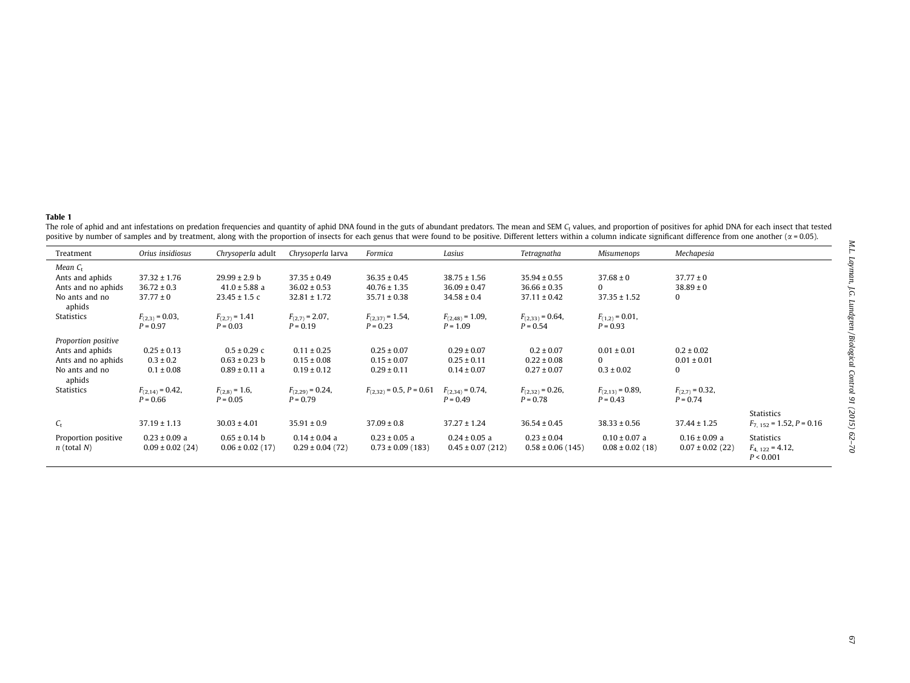**Table 1**

The role of aphid and ant infestations on predation frequencies and quantity of aphid DNA found in the guts of abundant predators. The mean and SEM $C_t$ values, and proportion of positives for aphid DNA for each insect that tested positive by number of samples and by treatment, along with the proportion of insects for each genus that were found to be positive. Different letters within a column indicate significant difference from one another ($\alpha = 0.05$).

| Treatment | *Orius insidiosus* | *Chrysoperla* adult | *Chrysoperla* larva | *Formica* | *Lasius* | *Tetragnatha* | *Misumenops* | *Mechapesia* | |
|---|---|---|---|---|---|---|---|---|---|
| *Mean $C_t$* | | | | | | | | | |
| Ants and aphids | 37.32 ± 1.76 | 29.99 ± 2.9 b | 37.35 ± 0.49 | 36.35 ± 0.45 | 38.75 ± 1.56 | 35.94 ± 0.55 | 37.68 ± 0 | 37.77 ± 0 | |
| Ants and no aphids | 36.72 ± 0.3 | 41.0 ± 5.88 a | 36.02 ± 0.53 | 40.76 ± 1.35 | 36.09 ± 0.47 | 36.66 ± 0.35 | 0 | 38.89 ± 0 | |
| No ants and no aphids | 37.77 ± 0 | 23.45 ± 1.5 c | 32.81 ± 1.72 | 35.71 ± 0.38 | 34.58 ± 0.4 | 37.11 ± 0.42 | 37.35 ± 1.52 | 0 | |
| Statistics | $F_{(2,3)} = 0.03$, $P = 0.97$ | $F_{(2,7)} = 1.41$ $P = 0.03$ | $F_{(2,7)} = 2.07$, $P = 0.19$ | $F_{(2,37)} = 1.54$, $P = 0.23$ | $F_{(2,48)} = 1.09$, $P = 1.09$ | $F_{(2,33)} = 0.64$, $P = 0.54$ | $F_{(1,2)} = 0.01$, $P = 0.93$ | | |
| *Proportion positive* | | | | | | | | | |
| Ants and aphids | 0.25 ± 0.13 | 0.5 ± 0.29 c | 0.11 ± 0.25 | 0.25 ± 0.07 | 0.29 ± 0.07 | 0.2 ± 0.07 | 0.01 ± 0.01 | 0.2 ± 0.02 | |
| Ants and no aphids | 0.3 ± 0.2 | 0.63 ± 0.23 b | 0.15 ± 0.08 | 0.15 ± 0.07 | 0.25 ± 0.11 | 0.22 ± 0.08 | 0 | 0.01 ± 0.01 | |
| No ants and no aphids | 0.1 ± 0.08 | 0.89 ± 0.11 a | 0.19 ± 0.12 | 0.29 ± 0.11 | 0.14 ± 0.07 | 0.27 ± 0.07 | 0.3 ± 0.02 | 0 | |
| Statistics | $F_{(2,14)} = 0.42$, $P = 0.66$ | $F_{(2,8)} = 1.6$, $P = 0.05$ | $F_{(2,29)} = 0.24$, $P = 0.79$ | $F_{(2,32)} = 0.5$, $P = 0.61$ | $F_{(2,34)} = 0.74$, $P = 0.49$ | $F_{(2,32)} = 0.26$, $P = 0.78$ | $F_{(2,13)} = 0.89$, $P = 0.43$ | $F_{(2,7)} = 0.32$, $P = 0.74$ | |
| $C_t$ | 37.19 ± 1.13 | 30.03 ± 4.01 | 35.91 ± 0.9 | 37.09 ± 0.8 | 37.27 ± 1.24 | 36.54 ± 0.45 | 38.33 ± 0.56 | 37.44 ± 1.25 | Statistics $F_{7,\ 152} = 1.52$, $P = 0.16$ |
| Proportion positive | 0.23 ± 0.09 a | 0.65 ± 0.14 b | 0.14 ± 0.04 a | 0.23 ± 0.05 a | 0.24 ± 0.05 a | 0.23 ± 0.04 | 0.10 ± 0.07 a | 0.16 ± 0.09 a | Statistics |
| $n$ (total $N$) | 0.09 ± 0.02 (24) | 0.06 ± 0.02 (17) | 0.29 ± 0.04 (72) | 0.73 ± 0.09 (183) | 0.45 ± 0.07 (212) | 0.58 ± 0.06 (145) | 0.08 ± 0.02 (18) | 0.07 ± 0.02 (22) | $F_{4,\ 122} = 4.12$, $P < 0.001$ |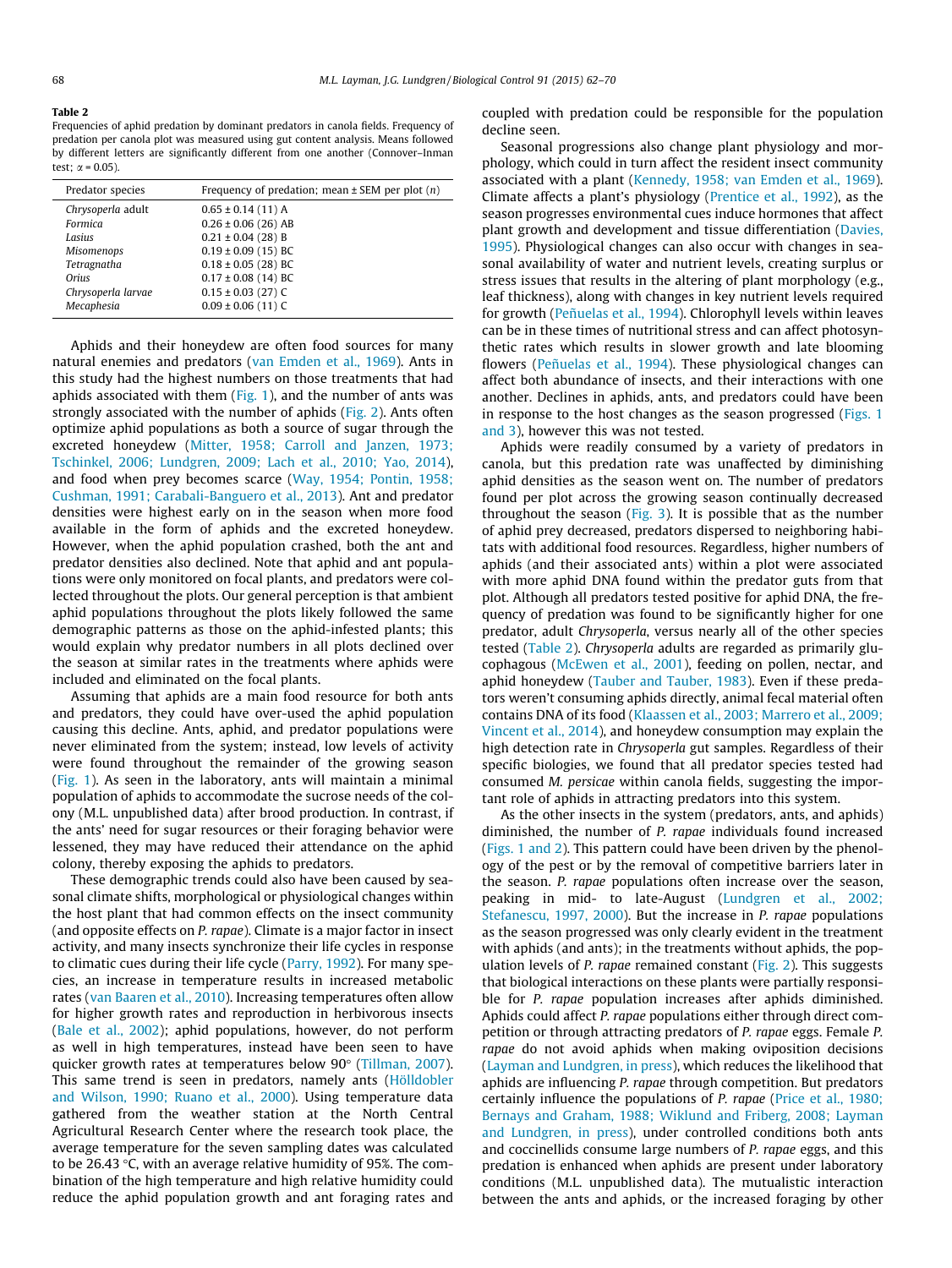**Table 2**
Frequencies of aphid predation by dominant predators in canola fields. Frequency of predation per canola plot was measured using gut content analysis. Means followed by different letters are significantly different from one another (Conover–Inman test; $\alpha = 0.05$).

| Predator species | Frequency of predation; mean ± SEM per plot (*n*) |
|---|---|
| *Chrysoperla* adult | 0.65 ± 0.14 (11) A |
| *Formica* | 0.26 ± 0.06 (26) AB |
| *Lasius* | 0.21 ± 0.04 (28) B |
| *Misomenops* | 0.19 ± 0.09 (15) BC |
| *Tetragnatha* | 0.18 ± 0.05 (28) BC |
| *Orius* | 0.17 ± 0.08 (14) BC |
| *Chrysoperla larvae* | 0.15 ± 0.03 (27) C |
| *Mecaphesia* | 0.09 ± 0.06 (11) C |

Aphids and their honeydew are often food sources for many natural enemies and predators (van Emden et al., 1969). Ants in this study had the highest numbers on those treatments that had aphids associated with them (Fig. 1), and the number of ants was strongly associated with the number of aphids (Fig. 2). Ants often optimize aphid populations as both a source of sugar through the excreted honeydew (Mitter, 1958; Carroll and Janzen, 1973; Tschinkel, 2006; Lundgren, 2009; Lach et al., 2010; Yao, 2014), and food when prey becomes scarce (Way, 1954; Pontin, 1958; Cushman, 1991; Carabali-Banguero et al., 2013). Ant and predator densities were highest early on in the season when more food available in the form of aphids and the excreted honeydew. However, when the aphid population crashed, both the ant and predator densities also declined. Note that aphid and ant populations were only monitored on focal plants, and predators were collected throughout the plots. Our general perception is that ambient aphid populations throughout the plots likely followed the same demographic patterns as those on the aphid-infested plants; this would explain why predator numbers in all plots declined over the season at similar rates in the treatments where aphids were included and eliminated on the focal plants.

Assuming that aphids are a main food resource for both ants and predators, they could have over-used the aphid population causing this decline. Ants, aphid, and predator populations were never eliminated from the system; instead, low levels of activity were found throughout the remainder of the growing season (Fig. 1). As seen in the laboratory, ants will maintain a minimal population of aphids to accommodate the sucrose needs of the colony (M.L. unpublished data) after brood production. In contrast, if the ants' need for sugar resources or their foraging behavior were lessened, they may have reduced their attendance on the aphid colony, thereby exposing the aphids to predators.

These demographic trends could also have been caused by seasonal climate shifts, morphological or physiological changes within the host plant that had common effects on the insect community (and opposite effects on *P. rapae*). Climate is a major factor in insect activity, and many insects synchronize their life cycles in response to climatic cues during their life cycle (Parry, 1992). For many species, an increase in temperature results in increased metabolic rates (van Baaren et al., 2010). Increasing temperatures often allow for higher growth rates and reproduction in herbivorous insects (Bale et al., 2002); aphid populations, however, do not perform as well in high temperatures, instead have been seen to have quicker growth rates at temperatures below 90° (Tillman, 2007). This same trend is seen in predators, namely ants (Hölldobler and Wilson, 1990; Ruano et al., 2000). Using temperature data gathered from the weather station at the North Central Agricultural Research Center where the research took place, the average temperature for the seven sampling dates was calculated to be 26.43 °C, with an average relative humidity of 95%. The combination of the high temperature and high relative humidity could reduce the aphid population growth and ant foraging rates and coupled with predation could be responsible for the population decline seen.

Seasonal progressions also change plant physiology and morphology, which could in turn affect the resident insect community associated with a plant (Kennedy, 1958; van Emden et al., 1969). Climate affects a plant's physiology (Prentice et al., 1992), as the season progresses environmental cues induce hormones that affect plant growth and development and tissue differentiation (Davies, 1995). Physiological changes can also occur with changes in seasonal availability of water and nutrient levels, creating surplus or stress issues that results in the altering of plant morphology (e.g., leaf thickness), along with changes in key nutrient levels required for growth (Peñuelas et al., 1994). Chlorophyll levels within leaves can be in these times of nutritional stress and can affect photosynthetic rates which results in slower growth and late blooming flowers (Peñuelas et al., 1994). These physiological changes can affect both abundance of insects, and their interactions with one another. Declines in aphids, ants, and predators could have been in response to the host changes as the season progressed (Figs. 1 and 3), however this was not tested.

Aphids were readily consumed by a variety of predators in canola, but this predation rate was unaffected by diminishing aphid densities as the season went on. The number of predators found per plot across the growing season continually decreased throughout the season (Fig. 3). It is possible that as the number of aphid prey decreased, predators dispersed to neighboring habitats with additional food resources. Regardless, higher numbers of aphids (and their associated ants) within a plot were associated with more aphid DNA found within the predator guts from that plot. Although all predators tested positive for aphid DNA, the frequency of predation was found to be significantly higher for one predator, adult *Chrysoperla*, versus nearly all of the other species tested (Table 2). *Chrysoperla* adults are regarded as primarily glucophagous (McEwen et al., 2001), feeding on pollen, nectar, and aphid honeydew (Tauber and Tauber, 1983). Even if these predators weren't consuming aphids directly, animal fecal material often contains DNA of its food (Klaassen et al., 2003; Marrero et al., 2009; Vincent et al., 2014), and honeydew consumption may explain the high detection rate in *Chrysoperla* gut samples. Regardless of their specific biologies, we found that all predator species tested had consumed *M. persicae* within canola fields, suggesting the important role of aphids in attracting predators into this system.

As the other insects in the system (predators, ants, and aphids) diminished, the number of *P. rapae* individuals found increased (Figs. 1 and 2). This pattern could have been driven by the phenology of the pest or by the removal of competitive barriers later in the season. *P. rapae* populations often increase over the season, peaking in mid- to late-August (Lundgren et al., 2002; Stefanescu, 1997, 2000). But the increase in *P. rapae* populations as the season progressed was only clearly evident in the treatment with aphids (and ants); in the treatments without aphids, the population levels of *P. rapae* remained constant (Fig. 2). This suggests that biological interactions on these plants were partially responsible for *P. rapae* population increases after aphids diminished. Aphids could affect *P. rapae* populations either through direct competition or through attracting predators of *P. rapae* eggs. Female *P. rapae* do not avoid aphids when making oviposition decisions (Layman and Lundgren, in press), which reduces the likelihood that aphids are influencing *P. rapae* through competition. But predators certainly influence the populations of *P. rapae* (Price et al., 1980; Bernays and Graham, 1988; Wiklund and Friberg, 2008; Layman and Lundgren, in press), under controlled conditions both ants and coccinellids consume large numbers of *P. rapae* eggs, and this predation is enhanced when aphids are present under laboratory conditions (M.L. unpublished data). The mutualistic interaction between the ants and aphids, or the increased foraging by other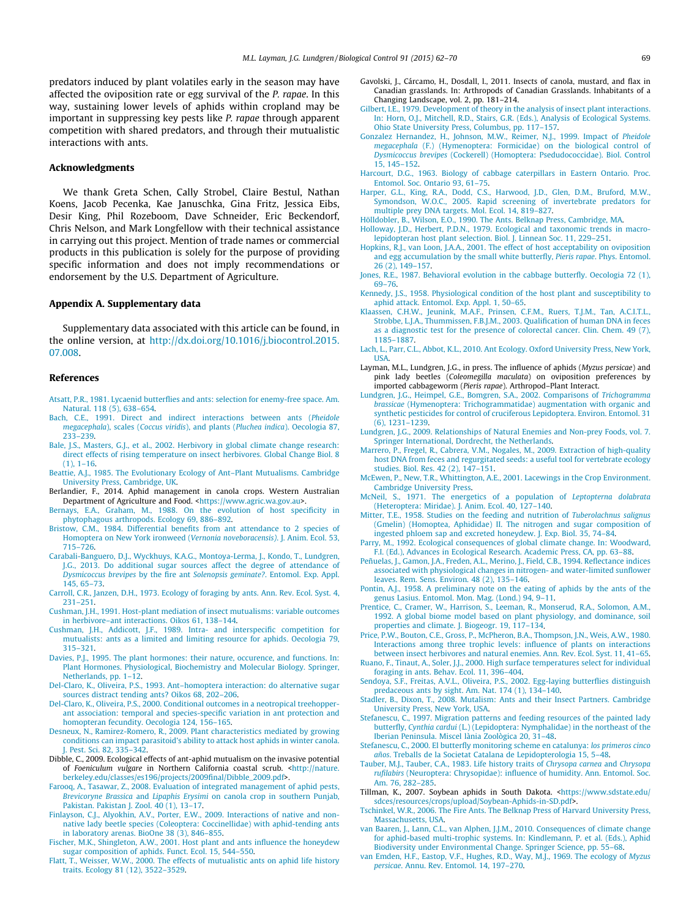predators induced by plant volatiles early in the season may have affected the oviposition rate or egg survival of the *P. rapae*. In this way, sustaining lower levels of aphids within cropland may be important in suppressing key pests like *P. rapae* through apparent competition with shared predators, and through their mutualistic interactions with ants.

## Acknowledgments

We thank Greta Schen, Cally Strobel, Claire Bestul, Nathan Koens, Jacob Pecenka, Kae Januschka, Gina Fritz, Jessica Eibs, Desir King, Phil Rozeboom, Dave Schneider, Eric Beckendorf, Chris Nelson, and Mark Longfellow with their technical assistance in carrying out this project. Mention of trade names or commercial products in this publication is solely for the purpose of providing specific information and does not imply recommendations or endorsement by the U.S. Department of Agriculture.

## Appendix A. Supplementary data

Supplementary data associated with this article can be found, in the online version, at http://dx.doi.org/10.1016/j.biocontrol.2015.07.008.

## References

Atsatt, P.R., 1981. Lycaenid butterflies and ants: selection for enemy-free space. Am. Natural. 118 (5), 638–654.

Bach, C.E., 1991. Direct and indirect interactions between ants (*Pheidole megacephala*), scales (*Coccus viridis*), and plants (*Pluchea indica*). Oecologia 87, 233–239.

Bale, J.S., Masters, G.J., et al., 2002. Herbivory in global climate change research: direct effects of rising temperature on insect herbivores. Global Change Biol. 8 (1), 1–16.

Beattie, A.J., 1985. The Evolutionary Ecology of Ant–Plant Mutualisms. Cambridge University Press, Cambridge, UK.

Berlandier, F., 2014. Aphid management in canola crops. Western Australian Department of Agriculture and Food. <https://www.agric.wa.gov.au>.

Bernays, E.A., Graham, M., 1988. On the evolution of host specificity in phytophagous arthropods. Ecology 69, 886–892.

Bristow, C.M., 1984. Differential benefits from ant attendance to 2 species of Homoptera on New York ironweed (*Vernonia noveboracensis*). J. Anim. Ecol. 53, 715–726.

Carabali-Banguero, D.J., Wyckhuys, K.A.G., Montoya-Lerma, J., Kondo, T., Lundgren, J.G., 2013. Do additional sugar sources affect the degree of attendance of *Dysmicoccus brevipes* by the fire ant *Solenopsis geminate*?. Entomol. Exp. Appl. 145, 65–73.

Carroll, C.R., Janzen, D.H., 1973. Ecology of foraging by ants. Ann. Rev. Ecol. Syst. 4, 231–251.

Cushman, J.H., 1991. Host-plant mediation of insect mutualisms: variable outcomes in herbivore–ant interactions. Oikos 61, 138–144.

Cushman, J.H., Addicott, J.F., 1989. Intra- and interspecific competition for mutualists: ants as a limited and limiting resource for aphids. Oecologia 79, 315–321.

Davies, P.J., 1995. The plant hormones: their nature, occurence, and functions. In: Plant Hormones. Physiological, Biochemistry and Molecular Biology. Springer, Netherlands, pp. 1–12.

Del-Claro, K., Oliveira, P.S., 1993. Ant–homoptera interaction: do alternative sugar sources distract tending ants? Oikos 68, 202–206.

Del-Claro, K., Oliveira, P.S., 2000. Conditional outcomes in a neotropical treehopper-ant association: temporal and species-specific variation in ant protection and homopteran fecundity. Oecologia 124, 156–165.

Desneux, N., Ramirez-Romero, R., 2009. Plant characteristics mediated by growing conditions can impact parasitoid's ability to attack host aphids in winter canola. J. Pest. Sci. 82, 335–342.

Dibble, C., 2009. Ecological effects of ant-aphid mutualism on the invasive potential of *Foeniculum vulgare* in Northern California coastal scrub. <http://nature.berkeley.edu/classes/es196/projects/2009final/Dibble_2009.pdf>.

Farooq, A., Tasawar, Z., 2008. Evaluation of integrated management of aphid pests, *Brevicoryne Brassica* and *Lipaphis Erysimi* on canola crop in southern Punjab, Pakistan. Pakistan J. Zool. 40 (1), 13–17.

Finlayson, C.J., Alyokhin, A.V., Porter, E.W., 2009. Interactions of native and non-native lady beetle species (Coleoptera: Coccinellidae) with aphid-tending ants in laboratory arenas. BioOne 38 (3), 846–855.

Fischer, M.K., Shingleton, A.W., 2001. Host plant and ants influence the honeydew sugar composition of aphids. Funct. Ecol. 15, 544–550.

Flatt, T., Weisser, W.W., 2000. The effects of mutualistic ants on aphid life history traits. Ecology 81 (12), 3522–3529.

Gavolski, J., Cárcamo, H., Dosdall, I., 2011. Insects of canola, mustard, and flax in Canadian grasslands. In: Arthropods of Canadian Grasslands. Inhabitants of a Changing Landscape, vol. 2, pp. 181–214.

Gilbert, I.E., 1979. Development of theory in the analysis of insect plant interactions. In: Horn, O.J., Mitchell, R.D., Stairs, G.R. (Eds.), Analysis of Ecological Systems. Ohio State University Press, Columbus, pp. 117–157.

Gonzalez Hernandez, H., Johnson, M.W., Reimer, N.J., 1999. Impact of *Pheidole megacephala* (F.) (Hymenoptera: Formicidae) on the biological control of *Dysmicoccus brevipes* (Cockerell) (Homoptera: Pseudodoccidae). Biol. Control 15, 145–152.

Harcourt, D.G., 1963. Biology of cabbage caterpillars in Eastern Ontario. Proc. Entomol. Soc. Ontario 93, 61–75.

Harper, G.L., King, R.A., Dodd, C.S., Harwood, J.D., Glen, D.M., Bruford, M.W., Symondson, W.O.C., 2005. Rapid screening of invertebrate predators for multiple prey DNA targets. Mol. Ecol. 14, 819–827.

Hölldobler, B., Wilson, E.O., 1990. The Ants. Belknap Press, Cambridge, MA.

Holloway, J.D., Herbert, P.D.N., 1979. Ecological and taxonomic trends in macro-lepidopteran host plant selection. Biol. J. Linnean Soc. 11, 229–251.

Hopkins, R.J., van Loon, J.A.A., 2001. The effect of host acceptability on oviposition and egg accumulation by the small white butterfly, *Pieris rapae*. Phys. Entomol. 26 (2), 149–157.

Jones, R.E., 1987. Behavioral evolution in the cabbage butterfly. Oecologia 72 (1), 69–76.

Kennedy, J.S., 1958. Physiological condition of the host plant and susceptibility to aphid attack. Entomol. Exp. Appl. 1, 50–65.

Klaassen, C.H.W., Jeunink, M.A.F., Prinsen, C.F.M., Ruers, T.J.M., Tan, A.C.I.T.L., Strobbe, L.J.A., Thummissen, F.B.J.M., 2003. Qualification of human DNA in feces as a diagnostic test for the presence of colorectal cancer. Clin. Chem. 49 (7), 1185–1887.

Lach, L., Parr, C.L., Abbot, K.L., 2010. Ant Ecology. Oxford University Press, New York, USA.

Layman, M.L., Lundgren, J.G., in press. The influence of aphids (*Myzus persicae*) and pink lady beetles (*Coleomegilla maculata*) on oviposition preferences by imported cabbageworm (*Pieris rapae*). Arthropod–Plant Interact.

Lundgren, J.G., Heimpel, G.E., Bomgren, S.A., 2002. Comparisons of *Trichogramma brassicae* (Hymenoptera: Trichogrammatidae) augmentation with organic and synthetic pesticides for control of cruciferous Lepidoptera. Environ. Entomol. 31 (6), 1231–1239.

Lundgren, J.G., 2009. Relationships of Natural Enemies and Non-prey Foods, vol. 7. Springer International, Dordrecht, the Netherlands.

Marrero, P., Fregel, R., Cabrera, V.M., Nogales, M., 2009. Extraction of high-quality host DNA from feces and regurgitated seeds: a useful tool for vertebrate ecology studies. Biol. Res. 42 (2), 147–151.

McEwen, P., New, T.R., Whittington, A.E., 2001. Lacewings in the Crop Environment. Cambridge University Press.

McNeil, S., 1971. The energetics of a population of *Leptopterna dolabrata* (Heteroptera: Miridae). J. Anim. Ecol. 40, 127–140.

Mitter, T.E., 1958. Studies on the feeding and nutrition of *Tuberolachnus salignus* (Gmelin) (Homoptea, Aphididae) II. The nitrogen and sugar composition of ingested phloem sap and excreted honeydew. J. Exp. Biol. 35, 74–84.

Parry, M., 1992. Ecological consequences of global climate change. In: Woodward, F.I. (Ed.), Advances in Ecological Research. Academic Press, CA, pp. 63–88.

Peñuelas, J., Gamon, J.A., Freden, A.L., Merino, J., Field, C.B., 1994. Reflectance indices associated with physiological changes in nitrogen- and water-limited sunflower leaves. Rem. Sens. Environ. 48 (2), 135–146.

Pontin, A.J., 1958. A preliminary note on the eating of aphids by the ants of the genus Lasius. Entomol. Mon. Mag. (Lond.) 94, 9–11.

Prentice, C., Cramer, W., Harrison, S., Leeman, R., Monserud, R.A., Solomon, A.M., 1992. A global biome model based on plant physiology, and dominance, soil properties and climate. J. Biogeogr. 19, 117–134.

Price, P.W., Bouton, C.E., Gross, P., McPheron, B.A., Thompson, J.N., Weis, A.W., 1980. Interactions among three trophic levels: influence of plants on interactions between insect herbivores and natural enemies. Ann. Rev. Ecol. Syst. 11, 41–65.

Ruano, F., Tinaut, A., Soler, J.J., 2000. High surface temperatures select for individual foraging in ants. Behav. Ecol. 11, 396–404.

Sendoya, S.F., Freitas, A.V.L., Oliveira, P.S., 2002. Egg-laying butterflies distinguish predaceous ants by sight. Am. Nat. 174 (1), 134–140.

Stadler, B., Dixon, T., 2008. Mutalism: Ants and their Insect Partners. Cambridge University Press, New York, USA.

Stefanescu, C., 1997. Migration patterns and feeding resources of the painted lady butterfly, *Cynthia cardui* (L.) (Lepidoptera: Nymphalidae) in the northeast of the Iberian Peninsula. Miscel lània Zoològica 20, 31–48.

Stefanescu, C., 2000. El butterfly monitoring scheme en catalunya: *los primeros cinco años*. Treballs de la Societat Catalana de Lepidopterologia 15, 5–48.

Tauber, M.J., Tauber, C.A., 1983. Life history traits of *Chrysopa carnea* and *Chrysopa rufilabirs* (Neuroptera: Chrysopidae): influence of humidity. Ann. Entomol. Soc. Am. 76, 282–285.

Tillman, K., 2007. Soybean aphids in South Dakota. <https://www.sdstate.edu/sdces/resources/crops/upload/Soybean-Aphids-in-SD.pdf>.

Tschinkel, W.R., 2006. The Fire Ants. The Belknap Press of Harvard University Press, Massachusetts, USA.

van Baaren, J., Lann, C.L., van Alphen, J.J.M., 2010. Consequences of climate change for aphid-based multi-trophic systems. In: Kindlemann, P. et al. (Eds.), Aphid Biodiversity under Environmental Change. Springer Science, pp. 55–68.

van Emden, H.F., Eastop, V.F., Hughes, R.D., Way, M.J., 1969. The ecology of *Myzus persicae*. Annu. Rev. Entomol. 14, 197–270.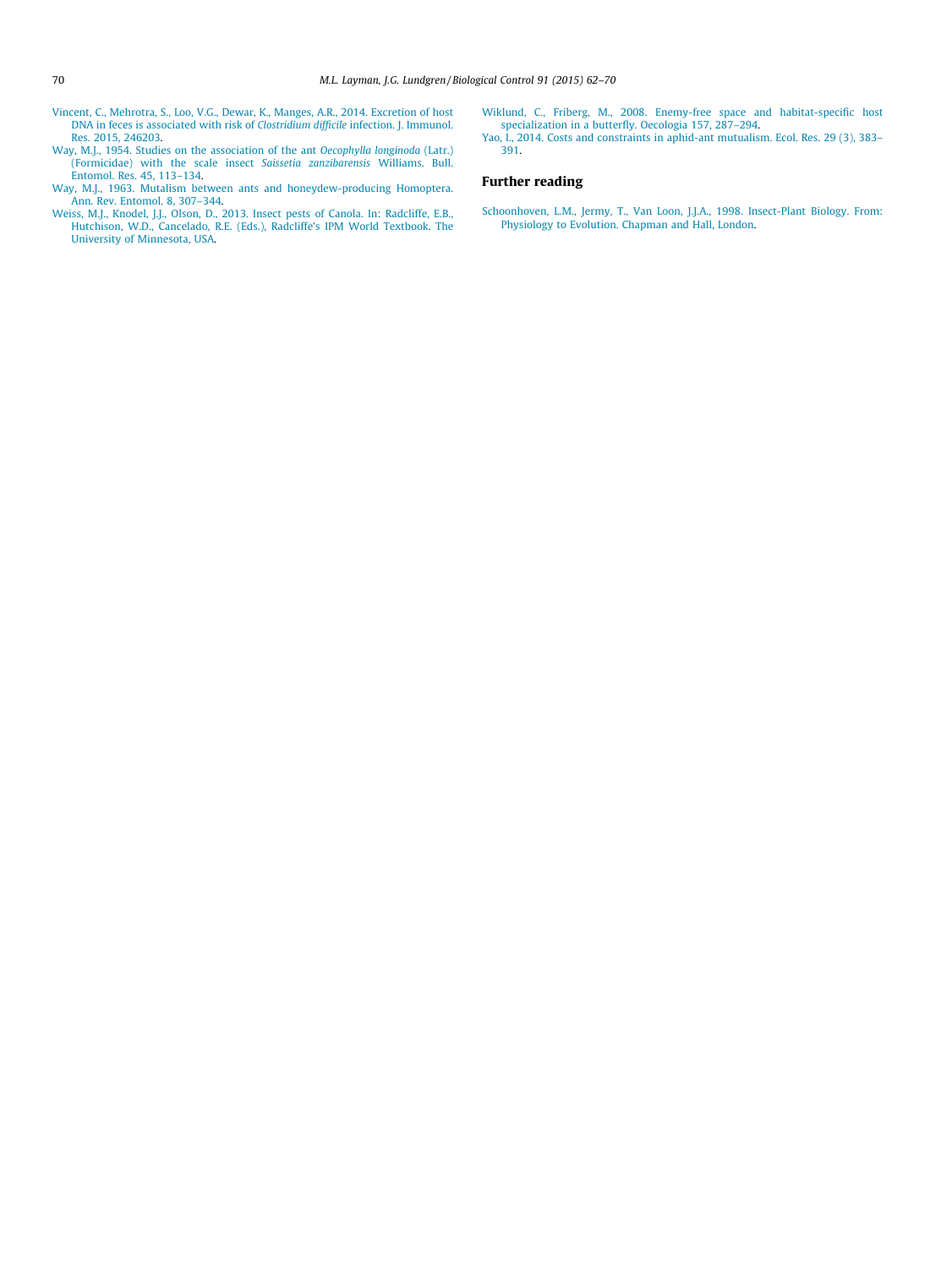Vincent, C., Mehrotra, S., Loo, V.G., Dewar, K., Manges, A.R., 2014. Excretion of host DNA in feces is associated with risk of *Clostridium difficile* infection. J. Immunol. Res. 2015, 246203.

Way, M.J., 1954. Studies on the association of the ant *Oecophylla longinoda* (Latr.) (Formicidae) with the scale insect *Saissetia zanzibarensis* Williams. Bull. Entomol. Res. 45, 113–134.

Way, M.J., 1963. Mutalism between ants and honeydew-producing Homoptera. Ann. Rev. Entomol. 8, 307–344.

Weiss, M.J., Knodel, J.J., Olson, D., 2013. Insect pests of Canola. In: Radcliffe, E.B., Hutchison, W.D., Cancelado, R.E. (Eds.), Radcliffe's IPM World Textbook. The University of Minnesota, USA.

Wiklund, C., Friberg, M., 2008. Enemy-free space and habitat-specific host specialization in a butterfly. Oecologia 157, 287–294.

Yao, I., 2014. Costs and constraints in aphid-ant mutualism. Ecol. Res. 29 (3), 383–391.

## Further reading

Schoonhoven, L.M., Jermy, T., Van Loon, J.J.A., 1998. Insect-Plant Biology. From: Physiology to Evolution. Chapman and Hall, London.